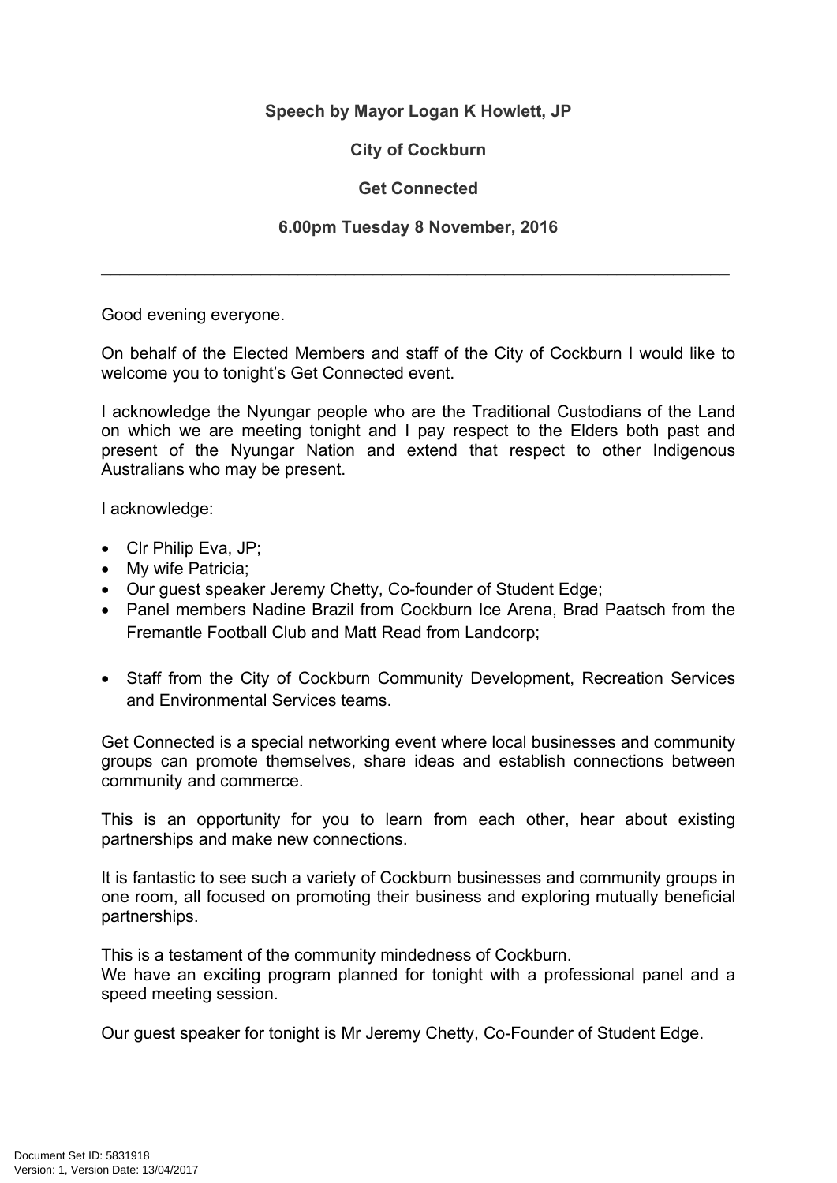**Speech by Mayor Logan K Howlett, JP**

**City of Cockburn**

**Get Connected**

**6.00pm Tuesday 8 November, 2016**

---

Good evening everyone.

On behalf of the Elected Members and staff of the City of Cockburn I would like to welcome you to tonight's Get Connected event.

I acknowledge the Nyungar people who are the Traditional Custodians of the Land on which we are meeting tonight and I pay respect to the Elders both past and present of the Nyungar Nation and extend that respect to other Indigenous Australians who may be present.

I acknowledge:

- Clr Philip Eva, JP;
- My wife Patricia;
- Our guest speaker Jeremy Chetty, Co-founder of Student Edge;
- Panel members Nadine Brazil from Cockburn Ice Arena, Brad Paatsch from the Fremantle Football Club and Matt Read from Landcorp;
- Staff from the City of Cockburn Community Development, Recreation Services and Environmental Services teams.

Get Connected is a special networking event where local businesses and community groups can promote themselves, share ideas and establish connections between community and commerce.

This is an opportunity for you to learn from each other, hear about existing partnerships and make new connections.

It is fantastic to see such a variety of Cockburn businesses and community groups in one room, all focused on promoting their business and exploring mutually beneficial partnerships.

This is a testament of the community mindedness of Cockburn.
We have an exciting program planned for tonight with a professional panel and a speed meeting session.

Our guest speaker for tonight is Mr Jeremy Chetty, Co-Founder of Student Edge.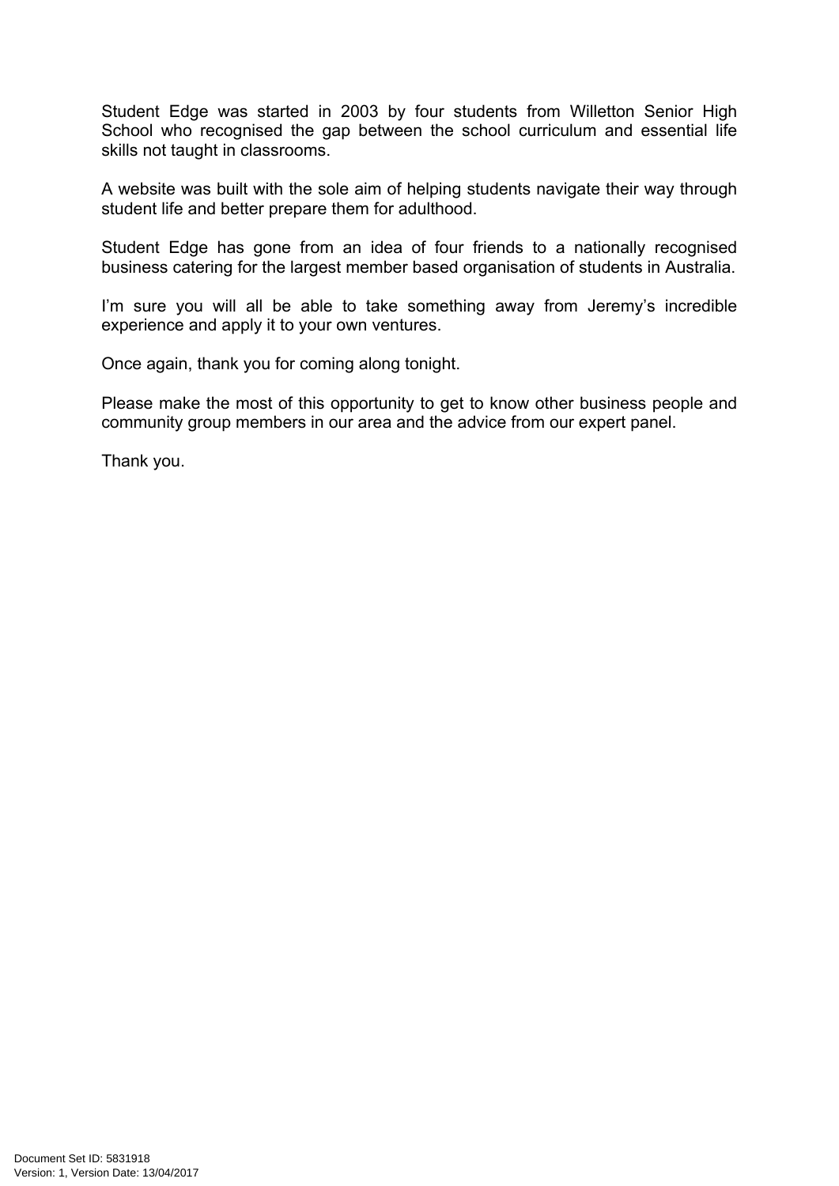Student Edge was started in 2003 by four students from Willetton Senior High School who recognised the gap between the school curriculum and essential life skills not taught in classrooms.

A website was built with the sole aim of helping students navigate their way through student life and better prepare them for adulthood.

Student Edge has gone from an idea of four friends to a nationally recognised business catering for the largest member based organisation of students in Australia.

I'm sure you will all be able to take something away from Jeremy's incredible experience and apply it to your own ventures.

Once again, thank you for coming along tonight.

Please make the most of this opportunity to get to know other business people and community group members in our area and the advice from our expert panel.

Thank you.